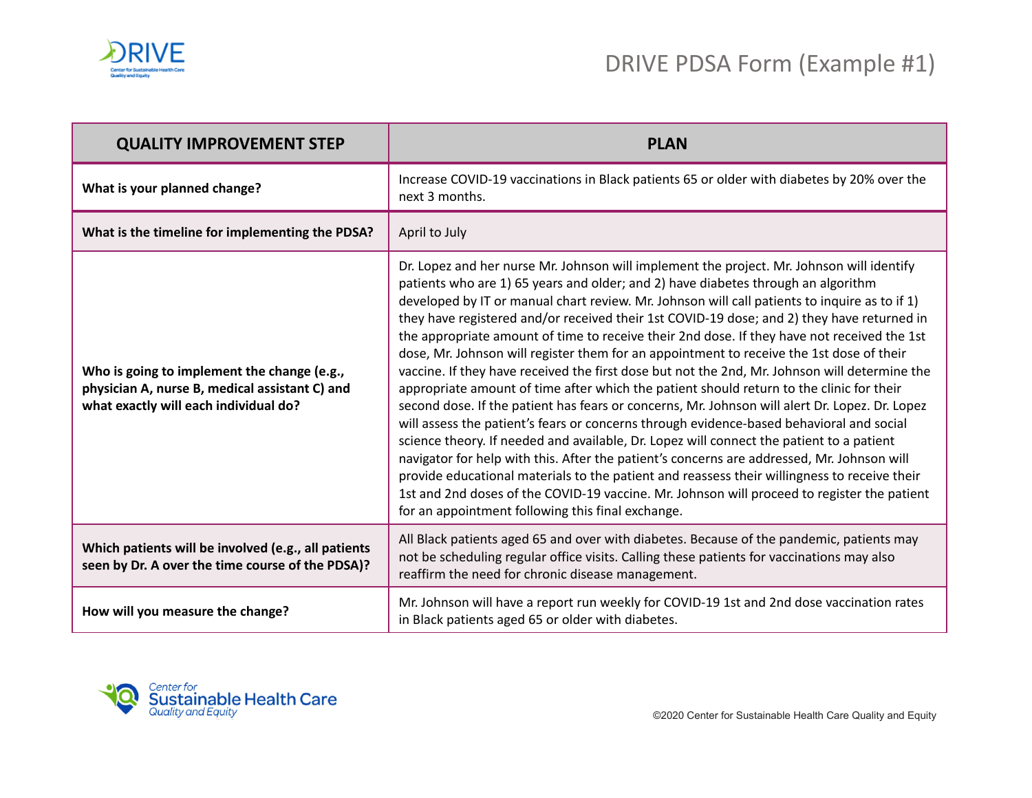# DRIVE PDSA Form (Example #1)

| QUALITY IMPROVEMENT STEP | PLAN |
| --- | --- |
| **What is your planned change?** | Increase COVID-19 vaccinations in Black patients 65 or older with diabetes by 20% over the next 3 months. |
| **What is the timeline for implementing the PDSA?** | April to July |
| **Who is going to implement the change (e.g., physician A, nurse B, medical assistant C) and what exactly will each individual do?** | Dr. Lopez and her nurse Mr. Johnson will implement the project. Mr. Johnson will identify patients who are 1) 65 years and older; and 2) have diabetes through an algorithm developed by IT or manual chart review. Mr. Johnson will call patients to inquire as to if 1) they have registered and/or received their 1st COVID-19 dose; and 2) they have returned in the appropriate amount of time to receive their 2nd dose. If they have not received the 1st dose, Mr. Johnson will register them for an appointment to receive the 1st dose of their vaccine. If they have received the first dose but not the 2nd, Mr. Johnson will determine the appropriate amount of time after which the patient should return to the clinic for their second dose. If the patient has fears or concerns, Mr. Johnson will alert Dr. Lopez. Dr. Lopez will assess the patient's fears or concerns through evidence-based behavioral and social science theory. If needed and available, Dr. Lopez will connect the patient to a patient navigator for help with this. After the patient's concerns are addressed, Mr. Johnson will provide educational materials to the patient and reassess their willingness to receive their 1st and 2nd doses of the COVID-19 vaccine. Mr. Johnson will proceed to register the patient for an appointment following this final exchange. |
| **Which patients will be involved (e.g., all patients seen by Dr. A over the time course of the PDSA)?** | All Black patients aged 65 and over with diabetes. Because of the pandemic, patients may not be scheduling regular office visits. Calling these patients for vaccinations may also reaffirm the need for chronic disease management. |
| **How will you measure the change?** | Mr. Johnson will have a report run weekly for COVID-19 1st and 2nd dose vaccination rates in Black patients aged 65 or older with diabetes. |

©2020 Center for Sustainable Health Care Quality and Equity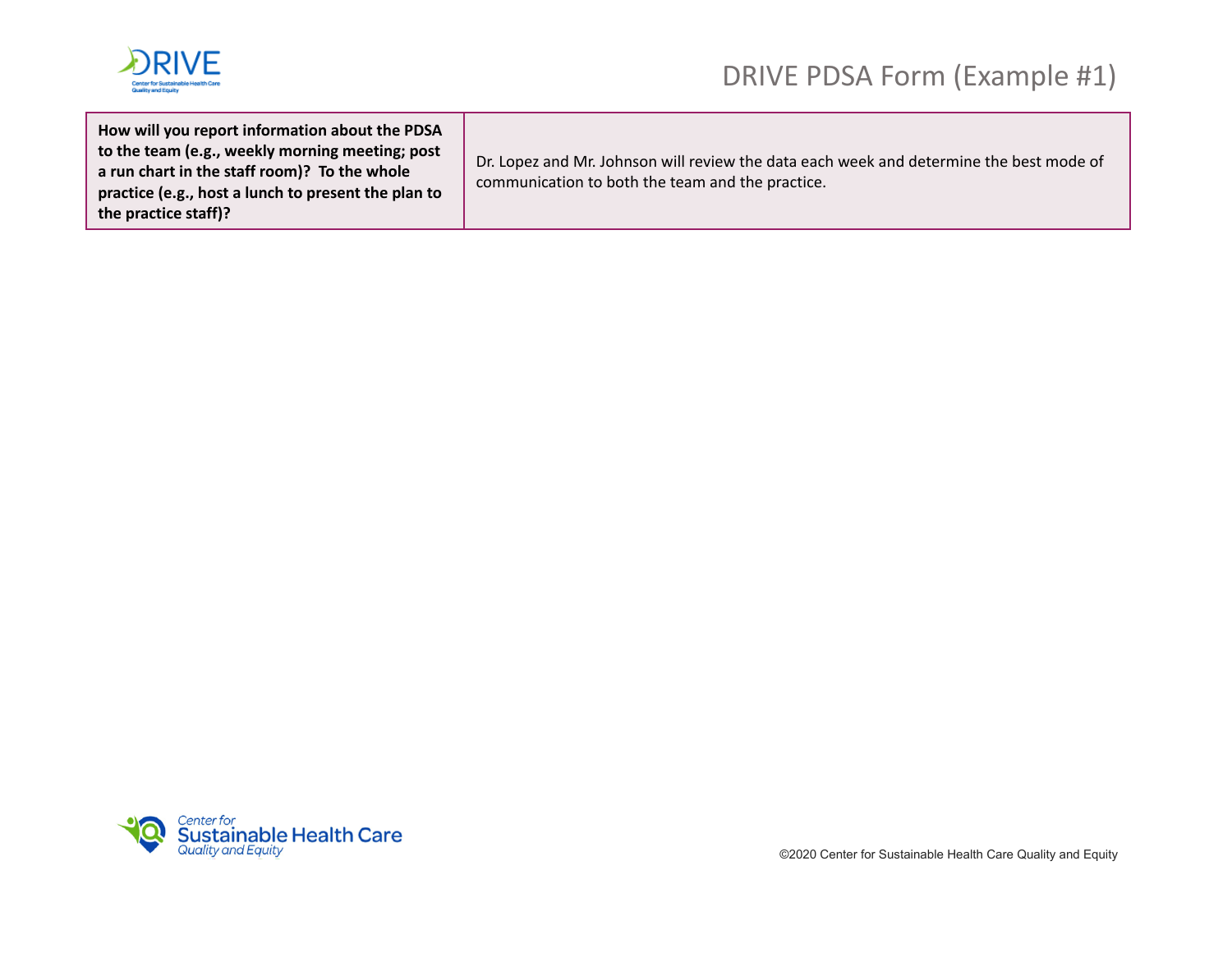| | |
|---|---|
| **How will you report information about the PDSA to the team (e.g., weekly morning meeting; post a run chart in the staff room)? To the whole practice (e.g., host a lunch to present the plan to the practice staff)?** | Dr. Lopez and Mr. Johnson will review the data each week and determine the best mode of communication to both the team and the practice. |